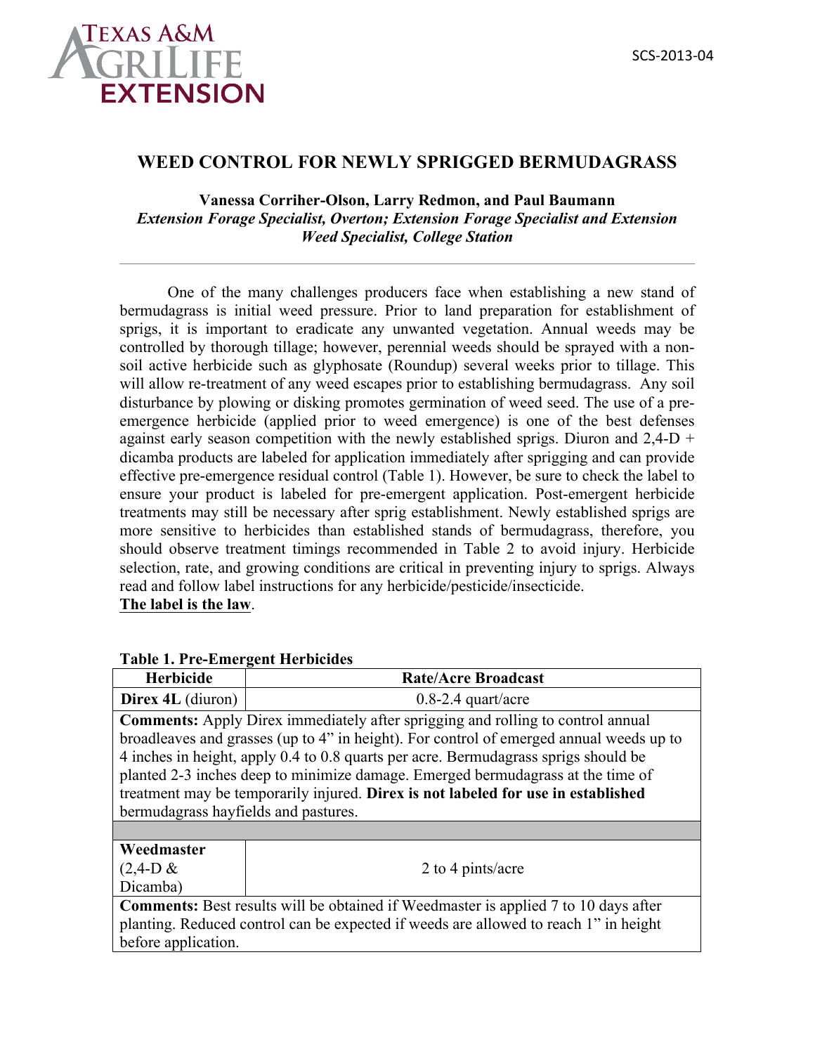Texas A&M AgriLife Extension

SCS-2013-04

# WEED CONTROL FOR NEWLY SPRIGGED BERMUDAGRASS

**Vanessa Corriher-Olson, Larry Redmon, and Paul Baumann**
***Extension Forage Specialist, Overton; Extension Forage Specialist and Extension Weed Specialist, College Station***

---

One of the many challenges producers face when establishing a new stand of bermudagrass is initial weed pressure. Prior to land preparation for establishment of sprigs, it is important to eradicate any unwanted vegetation. Annual weeds may be controlled by thorough tillage; however, perennial weeds should be sprayed with a non-soil active herbicide such as glyphosate (Roundup) several weeks prior to tillage. This will allow re-treatment of any weed escapes prior to establishing bermudagrass. Any soil disturbance by plowing or disking promotes germination of weed seed. The use of a pre-emergence herbicide (applied prior to weed emergence) is one of the best defenses against early season competition with the newly established sprigs. Diuron and 2,4-D + dicamba products are labeled for application immediately after sprigging and can provide effective pre-emergence residual control (Table 1). However, be sure to check the label to ensure your product is labeled for pre-emergent application. Post-emergent herbicide treatments may still be necessary after sprig establishment. Newly established sprigs are more sensitive to herbicides than established stands of bermudagrass, therefore, you should observe treatment timings recommended in Table 2 to avoid injury. Herbicide selection, rate, and growing conditions are critical in preventing injury to sprigs. Always read and follow label instructions for any herbicide/pesticide/insecticide.
**The label is the law**.

**Table 1. Pre-Emergent Herbicides**

| Herbicide | Rate/Acre Broadcast |
|---|---|
| **Direx 4L** (diuron) | 0.8-2.4 quart/acre |
| **Comments:** Apply Direx immediately after sprigging and rolling to control annual broadleaves and grasses (up to 4" in height). For control of emerged annual weeds up to 4 inches in height, apply 0.4 to 0.8 quarts per acre. Bermudagrass sprigs should be planted 2-3 inches deep to minimize damage. Emerged bermudagrass at the time of treatment may be temporarily injured. **Direx is not labeled for use in established** bermudagrass hayfields and pastures. | |
| | |
| **Weedmaster** (2,4-D & Dicamba) | 2 to 4 pints/acre |
| **Comments:** Best results will be obtained if Weedmaster is applied 7 to 10 days after planting. Reduced control can be expected if weeds are allowed to reach 1" in height before application. | |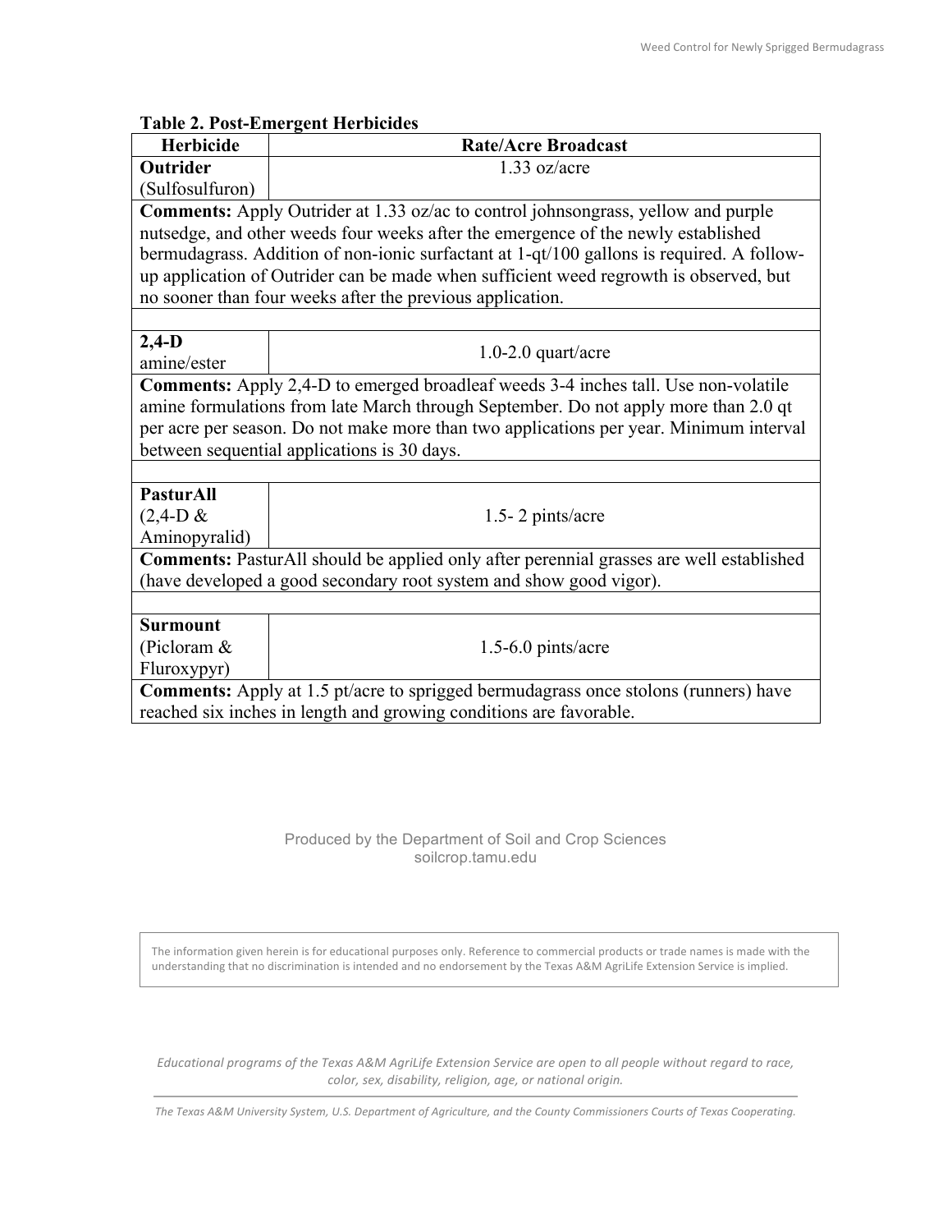**Table 2. Post-Emergent Herbicides**

| Herbicide | Rate/Acre Broadcast |
|---|---|
| **Outrider** (Sulfosulfuron) | 1.33 oz/acre |
| **Comments:** Apply Outrider at 1.33 oz/ac to control johnsongrass, yellow and purple nutsedge, and other weeds four weeks after the emergence of the newly established bermudagrass. Addition of non-ionic surfactant at 1-qt/100 gallons is required. A follow-up application of Outrider can be made when sufficient weed regrowth is observed, but no sooner than four weeks after the previous application. | |
| | |
| **2,4-D** amine/ester | 1.0-2.0 quart/acre |
| **Comments:** Apply 2,4-D to emerged broadleaf weeds 3-4 inches tall. Use non-volatile amine formulations from late March through September. Do not apply more than 2.0 qt per acre per season. Do not make more than two applications per year. Minimum interval between sequential applications is 30 days. | |
| | |
| **PasturAll** (2,4-D & Aminopyralid) | 1.5- 2 pints/acre |
| **Comments:** PasturAll should be applied only after perennial grasses are well established (have developed a good secondary root system and show good vigor). | |
| | |
| **Surmount** (Picloram & Fluroxypyr) | 1.5-6.0 pints/acre |
| **Comments:** Apply at 1.5 pt/acre to sprigged bermudagrass once stolons (runners) have reached six inches in length and growing conditions are favorable. | |

Produced by the Department of Soil and Crop Sciences
soilcrop.tamu.edu

The information given herein is for educational purposes only. Reference to commercial products or trade names is made with the understanding that no discrimination is intended and no endorsement by the Texas A&M AgriLife Extension Service is implied.

*Educational programs of the Texas A&M AgriLife Extension Service are open to all people without regard to race, color, sex, disability, religion, age, or national origin.*

*The Texas A&M University System, U.S. Department of Agriculture, and the County Commissioners Courts of Texas Cooperating.*